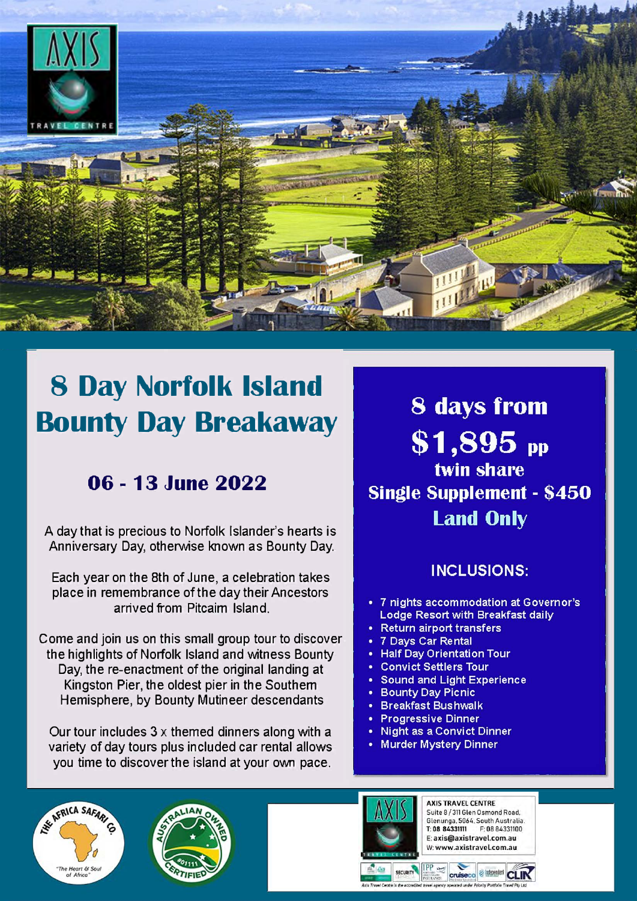# 8 Day Norfolk Island Bounty Day Breakaway

## 06 - 13 June 2022

A day that is precious to Norfolk Islander's hearts is Anniversary Day, otherwise known as Bounty Day.

Each year on the 8th of June, a celebration takes place in remembrance of the day their Ancestors arrived from Pitcairn Island.

Come and join us on this small group tour to discover the highlights of Norfolk Island and witness Bounty Day, the re-enactment of the original landing at Kingston Pier, the oldest pier in the Southern Hemisphere, by Bounty Mutineer descendants

Our tour includes 3 x themed dinners along with a variety of day tours plus included car rental allows you time to discover the island at your own pace.

## 8 days from

## $1,895 pp

**twin share**

**Single Supplement - $450**

**Land Only**

### INCLUSIONS:

- 7 nights accommodation at Governor's Lodge Resort with Breakfast daily
- Return airport transfers
- 7 Days Car Rental
- Half Day Orientation Tour
- Convict Settlers Tour
- Sound and Light Experience
- Bounty Day Picnic
- Breakfast Bushwalk
- Progressive Dinner
- Night as a Convict Dinner
- Murder Mystery Dinner

**AXIS TRAVEL CENTRE**
Suite 8 / 311 Glen Osmond Road,
Glenunga, 5064, South Australia.
T: 08 84331111 F: 08 84331100
E: axis@axistravel.com.au
W: www.axistravel.com.au

Axis Travel Centre is the accredited travel agency operated under Priority Portfolio Travel Pty Ltd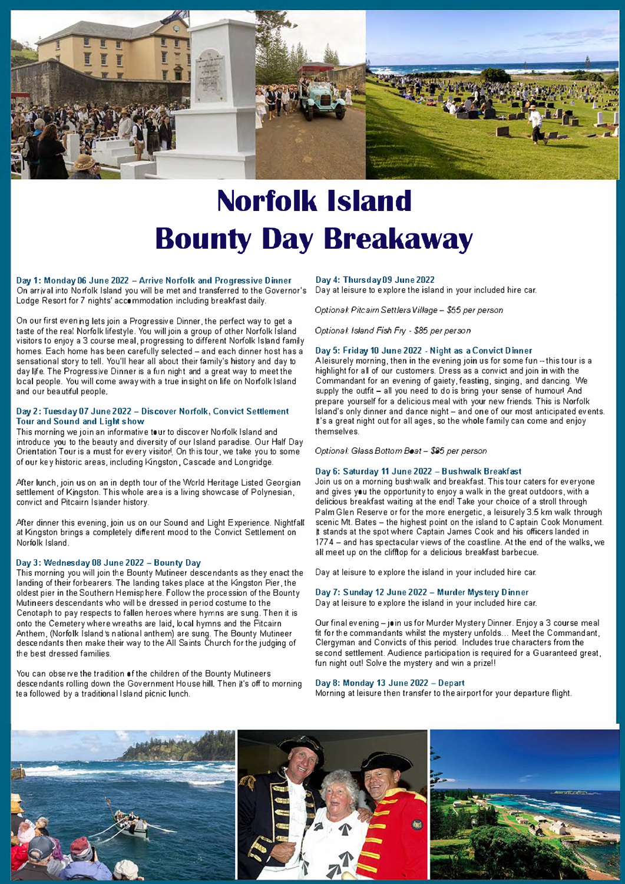# Norfolk Island
# Bounty Day Breakaway

### Day 1: Monday 06 June 2022 – Arrive Norfolk and Progressive Dinner

On arrival into Norfolk Island you will be met and transferred to the Governor's Lodge Resort for 7 nights' accommodation including breakfast daily.

On our first evening lets join a Progressive Dinner, the perfect way to get a taste of the real Norfolk Island lifestyle. You will join a group of other Norfolk Island visitors to enjoy a 3 course meal, progressing to different Norfolk Island family homes. Each home has been carefully selected – and each dinner host has a sensational story to tell. You'll hear all about their family's history and day to day life. The Progressive Dinner is a fun night and a great way to meet the local people. You will come away with a true insight on life on Norfolk Island and our beautiful people.

### Day 2: Tuesday 07 June 2022 – Discover Norfolk, Convict Settlement Tour and Sound and Light show

This morning we join an informative tour to discover Norfolk Island and introduce you to the beauty and diversity of our Island paradise. Our Half Day Orientation Tour is a must for every visitor!. On this tour, we take you to some of our key historic areas, including Kingston, Cascade and Longridge.

After lunch, join us on an in depth tour of the World Heritage Listed Georgian settlement of Kingston. This whole area is a living showcase of Polynesian, convict and Pitcairn Islander history.

After dinner this evening, join us on our Sound and Light Experience. Nightfall at Kingston brings a completely different mood to the Convict Settlement on Norfolk Island.

### Day 3: Wednesday 08 June 2022 – Bounty Day

This morning you will join the Bounty Mutineer descendants as they enact the landing of their forbearers. The landing takes place at the Kingston Pier, the oldest pier in the Southern Hemisphere. Follow the procession of the Bounty Mutineers descendants who will be dressed in period costume to the Cenotaph to pay respects to fallen heroes where hymns are sung. Then it is onto the Cemetery where wreaths are laid, local hymns and the Pitcairn Anthem, (Norfolk Island's national anthem) are sung. The Bounty Mutineer descendants then make their way to the All Saints Church for the judging of the best dressed families.

You can observe the tradition of the children of the Bounty Mutineers descendants rolling down the Government House hill. Then it's off to morning tea followed by a traditional Island picnic lunch.

### Day 4: Thursday 09 June 2022

Day at leisure to explore the island in your included hire car.

*Optional: Pitcairn Settlers Village – $55 per person*

*Optional: Island Fish Fry - $85 per person*

### Day 5: Friday 10 June 2022 - Night as a Convict Dinner

A leisurely morning, then in the evening join us for some fun -- this tour is a highlight for all of our customers. Dress as a convict and join in with the Commandant for an evening of gaiety, feasting, singing, and dancing. We supply the outfit – all you need to do is bring your sense of humour! And prepare yourself for a delicious meal with your new friends. This is Norfolk Island's only dinner and dance night – and one of our most anticipated events. It's a great night out for all ages, so the whole family can come and enjoy themselves.

*Optional: Glass Bottom Boat – $85 per person*

### Day 6: Saturday 11 June 2022 – Bushwalk Breakfast

Join us on a morning bushwalk and breakfast. This tour caters for everyone and gives you the opportunity to enjoy a walk in the great outdoors, with a delicious breakfast waiting at the end! Take your choice of a stroll through Palm Glen Reserve or for the more energetic, a leisurely 3.5 km walk through scenic Mt. Bates – the highest point on the island to Captain Cook Monument. It stands at the spot where Captain James Cook and his officers landed in 1774 – and has spectacular views of the coastline. At the end of the walks, we all meet up on the clifftop for a delicious breakfast barbecue.

Day at leisure to explore the island in your included hire car.

### Day 7: Sunday 12 June 2022 – Murder Mystery Dinner

Day at leisure to explore the island in your included hire car.

Our final evening – join us for Murder Mystery Dinner. Enjoy a 3 course meal fit for the commandants whilst the mystery unfolds… Meet the Commandant, Clergyman and Convicts of this period. Includes true characters from the second settlement. Audience participation is required for a Guaranteed great, fun night out! Solve the mystery and win a prize!!

### Day 8: Monday 13 June 2022 – Depart

Morning at leisure then transfer to the airport for your departure flight.